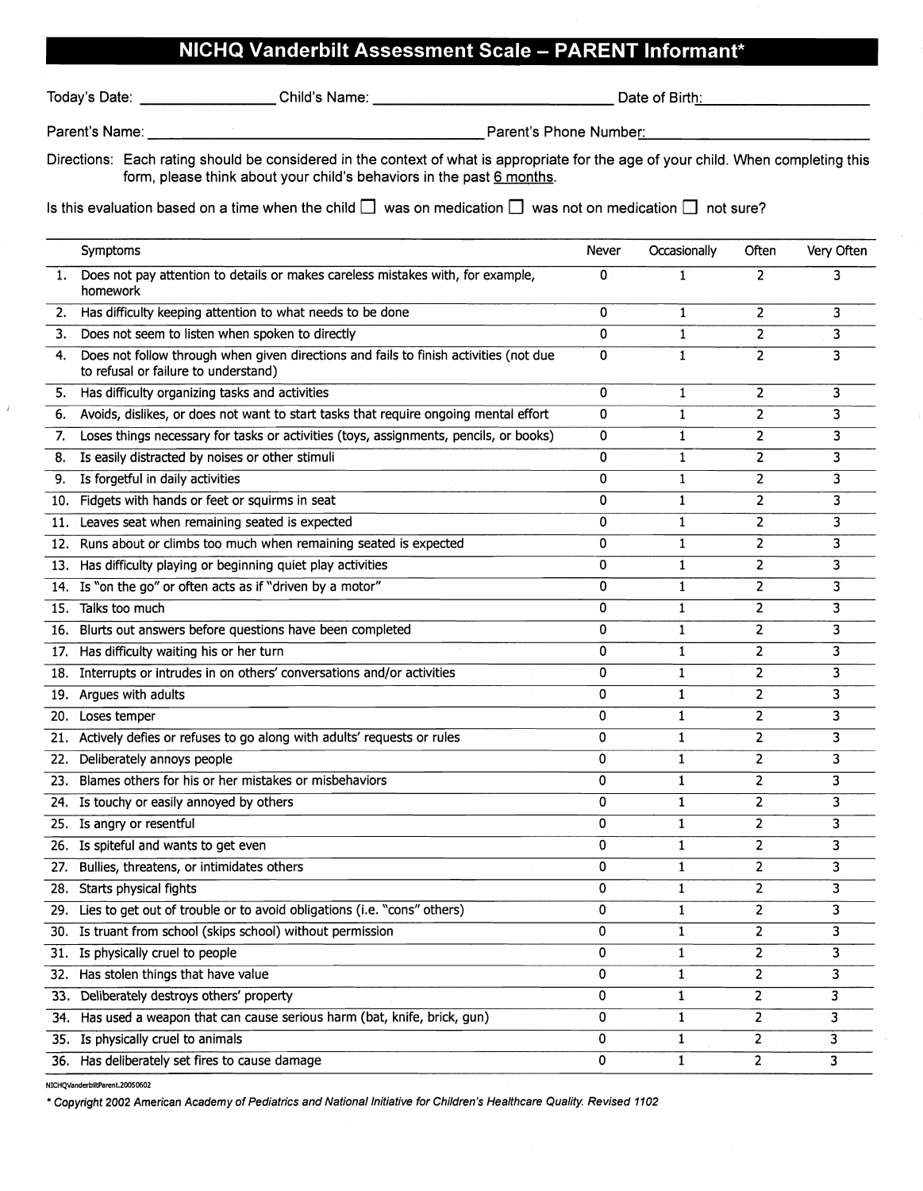# NICHQ Vanderbilt Assessment Scale – PARENT Informant*

Today's Date: ________________ Child's Name: ____________________________ Date of Birth: ____________________

Parent's Name: ________________________________________ Parent's Phone Number: __________________________

Directions: Each rating should be considered in the context of what is appropriate for the age of your child. When completing this form, please think about your child's behaviors in the past 6 months.

Is this evaluation based on a time when the child ☐ was on medication ☐ was not on medication ☐ not sure?

| | Symptoms | Never | Occasionally | Often | Very Often |
|---|---|---|---|---|---|
| 1. | Does not pay attention to details or makes careless mistakes with, for example, homework | 0 | 1 | 2 | 3 |
| 2. | Has difficulty keeping attention to what needs to be done | 0 | 1 | 2 | 3 |
| 3. | Does not seem to listen when spoken to directly | 0 | 1 | 2 | 3 |
| 4. | Does not follow through when given directions and fails to finish activities (not due to refusal or failure to understand) | 0 | 1 | 2 | 3 |
| 5. | Has difficulty organizing tasks and activities | 0 | 1 | 2 | 3 |
| 6. | Avoids, dislikes, or does not want to start tasks that require ongoing mental effort | 0 | 1 | 2 | 3 |
| 7. | Loses things necessary for tasks or activities (toys, assignments, pencils, or books) | 0 | 1 | 2 | 3 |
| 8. | Is easily distracted by noises or other stimuli | 0 | 1 | 2 | 3 |
| 9. | Is forgetful in daily activities | 0 | 1 | 2 | 3 |
| 10. | Fidgets with hands or feet or squirms in seat | 0 | 1 | 2 | 3 |
| 11. | Leaves seat when remaining seated is expected | 0 | 1 | 2 | 3 |
| 12. | Runs about or climbs too much when remaining seated is expected | 0 | 1 | 2 | 3 |
| 13. | Has difficulty playing or beginning quiet play activities | 0 | 1 | 2 | 3 |
| 14. | Is "on the go" or often acts as if "driven by a motor" | 0 | 1 | 2 | 3 |
| 15. | Talks too much | 0 | 1 | 2 | 3 |
| 16. | Blurts out answers before questions have been completed | 0 | 1 | 2 | 3 |
| 17. | Has difficulty waiting his or her turn | 0 | 1 | 2 | 3 |
| 18. | Interrupts or intrudes in on others' conversations and/or activities | 0 | 1 | 2 | 3 |
| 19. | Argues with adults | 0 | 1 | 2 | 3 |
| 20. | Loses temper | 0 | 1 | 2 | 3 |
| 21. | Actively defies or refuses to go along with adults' requests or rules | 0 | 1 | 2 | 3 |
| 22. | Deliberately annoys people | 0 | 1 | 2 | 3 |
| 23. | Blames others for his or her mistakes or misbehaviors | 0 | 1 | 2 | 3 |
| 24. | Is touchy or easily annoyed by others | 0 | 1 | 2 | 3 |
| 25. | Is angry or resentful | 0 | 1 | 2 | 3 |
| 26. | Is spiteful and wants to get even | 0 | 1 | 2 | 3 |
| 27. | Bullies, threatens, or intimidates others | 0 | 1 | 2 | 3 |
| 28. | Starts physical fights | 0 | 1 | 2 | 3 |
| 29. | Lies to get out of trouble or to avoid obligations (i.e. "cons" others) | 0 | 1 | 2 | 3 |
| 30. | Is truant from school (skips school) without permission | 0 | 1 | 2 | 3 |
| 31. | Is physically cruel to people | 0 | 1 | 2 | 3 |
| 32. | Has stolen things that have value | 0 | 1 | 2 | 3 |
| 33. | Deliberately destroys others' property | 0 | 1 | 2 | 3 |
| 34. | Has used a weapon that can cause serious harm (bat, knife, brick, gun) | 0 | 1 | 2 | 3 |
| 35. | Is physically cruel to animals | 0 | 1 | 2 | 3 |
| 36. | Has deliberately set fires to cause damage | 0 | 1 | 2 | 3 |

NICHQVanderbiltParent.20050602

*\* Copyright 2002 American Academy of Pediatrics and National Initiative for Children's Healthcare Quality. Revised 1102*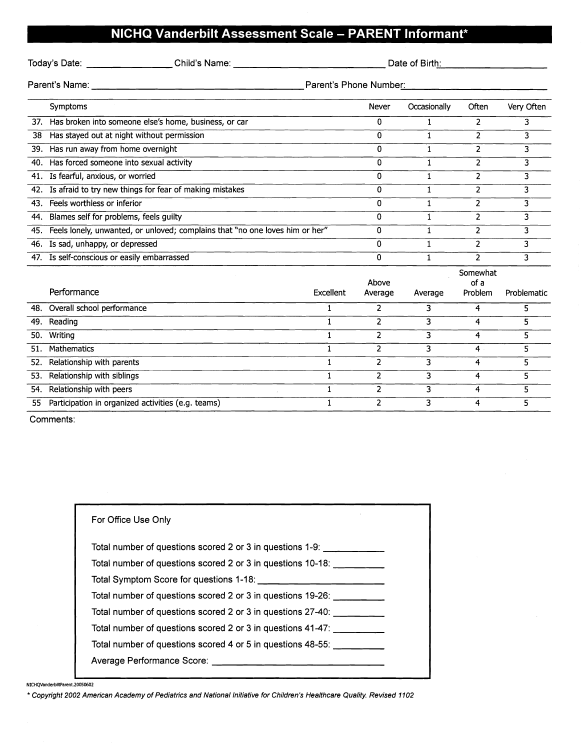# NICHQ Vanderbilt Assessment Scale – PARENT Informant*

Today's Date: ________________ Child's Name: ______________________________ Date of Birth: ____________________

Parent's Name: ________________________________________ Parent's Phone Number: ____________________________

| | Symptoms | Never | Occasionally | Often | Very Often |
|---|---|---|---|---|---|
| 37. | Has broken into someone else's home, business, or car | 0 | 1 | 2 | 3 |
| 38 | Has stayed out at night without permission | 0 | 1 | 2 | 3 |
| 39. | Has run away from home overnight | 0 | 1 | 2 | 3 |
| 40. | Has forced someone into sexual activity | 0 | 1 | 2 | 3 |
| 41. | Is fearful, anxious, or worried | 0 | 1 | 2 | 3 |
| 42. | Is afraid to try new things for fear of making mistakes | 0 | 1 | 2 | 3 |
| 43. | Feels worthless or inferior | 0 | 1 | 2 | 3 |
| 44. | Blames self for problems, feels guilty | 0 | 1 | 2 | 3 |
| 45. | Feels lonely, unwanted, or unloved; complains that "no one loves him or her" | 0 | 1 | 2 | 3 |
| 46. | Is sad, unhappy, or depressed | 0 | 1 | 2 | 3 |
| 47. | Is self-conscious or easily embarrassed | 0 | 1 | 2 | 3 |

| | Performance | Excellent | Above Average | Average | Somewhat of a Problem | Problematic |
|---|---|---|---|---|---|---|
| 48. | Overall school performance | 1 | 2 | 3 | 4 | 5 |
| 49. | Reading | 1 | 2 | 3 | 4 | 5 |
| 50. | Writing | 1 | 2 | 3 | 4 | 5 |
| 51. | Mathematics | 1 | 2 | 3 | 4 | 5 |
| 52. | Relationship with parents | 1 | 2 | 3 | 4 | 5 |
| 53. | Relationship with siblings | 1 | 2 | 3 | 4 | 5 |
| 54. | Relationship with peers | 1 | 2 | 3 | 4 | 5 |
| 55 | Participation in organized activities (e.g. teams) | 1 | 2 | 3 | 4 | 5 |

Comments:

For Office Use Only

Total number of questions scored 2 or 3 in questions 1-9: __________

Total number of questions scored 2 or 3 in questions 10-18: __________

Total Symptom Score for questions 1-18: __________

Total number of questions scored 2 or 3 in questions 19-26: __________

Total number of questions scored 2 or 3 in questions 27-40: __________

Total number of questions scored 2 or 3 in questions 41-47: __________

Total number of questions scored 4 or 5 in questions 48-55: __________

Average Performance Score: __________

NICHQVanderbiltParent.20050602

*\* Copyright 2002 American Academy of Pediatrics and National Initiative for Children's Healthcare Quality. Revised 1102*